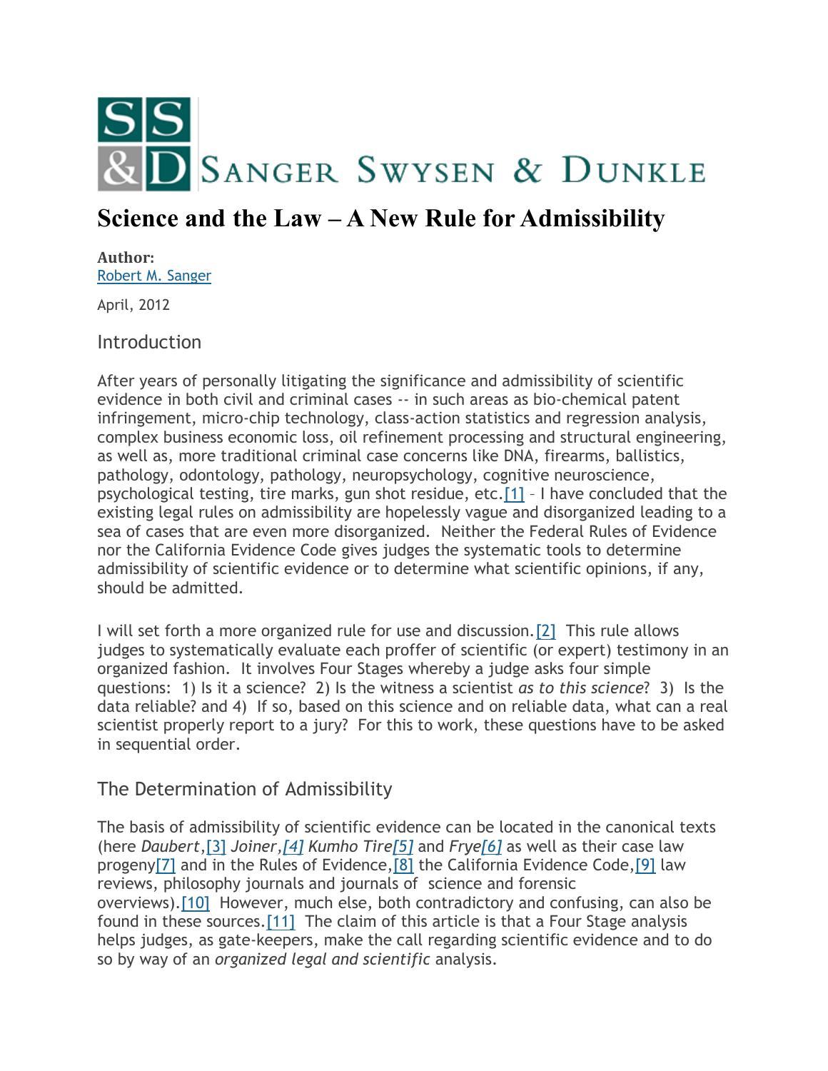SANGER SWYSEN & DUNKLE

# Science and the Law – A New Rule for Admissibility

**Author:**
Robert M. Sanger

April, 2012

## Introduction

After years of personally litigating the significance and admissibility of scientific evidence in both civil and criminal cases -- in such areas as bio-chemical patent infringement, micro-chip technology, class-action statistics and regression analysis, complex business economic loss, oil refinement processing and structural engineering, as well as, more traditional criminal case concerns like DNA, firearms, ballistics, pathology, odontology, pathology, neuropsychology, cognitive neuroscience, psychological testing, tire marks, gun shot residue, etc.[1] – I have concluded that the existing legal rules on admissibility are hopelessly vague and disorganized leading to a sea of cases that are even more disorganized. Neither the Federal Rules of Evidence nor the California Evidence Code gives judges the systematic tools to determine admissibility of scientific evidence or to determine what scientific opinions, if any, should be admitted.

I will set forth a more organized rule for use and discussion.[2] This rule allows judges to systematically evaluate each proffer of scientific (or expert) testimony in an organized fashion. It involves Four Stages whereby a judge asks four simple questions: 1) Is it a science? 2) Is the witness a scientist *as to this science*? 3) Is the data reliable? and 4) If so, based on this science and on reliable data, what can a real scientist properly report to a jury? For this to work, these questions have to be asked in sequential order.

## The Determination of Admissibility

The basis of admissibility of scientific evidence can be located in the canonical texts (here *Daubert*,[3] *Joiner*,[4] *Kumho Tire*[5] and *Frye*[6] as well as their case law progeny[7] and in the Rules of Evidence,[8] the California Evidence Code,[9] law reviews, philosophy journals and journals of science and forensic overviews).[10] However, much else, both contradictory and confusing, can also be found in these sources.[11] The claim of this article is that a Four Stage analysis helps judges, as gate-keepers, make the call regarding scientific evidence and to do so by way of an *organized legal and scientific* analysis.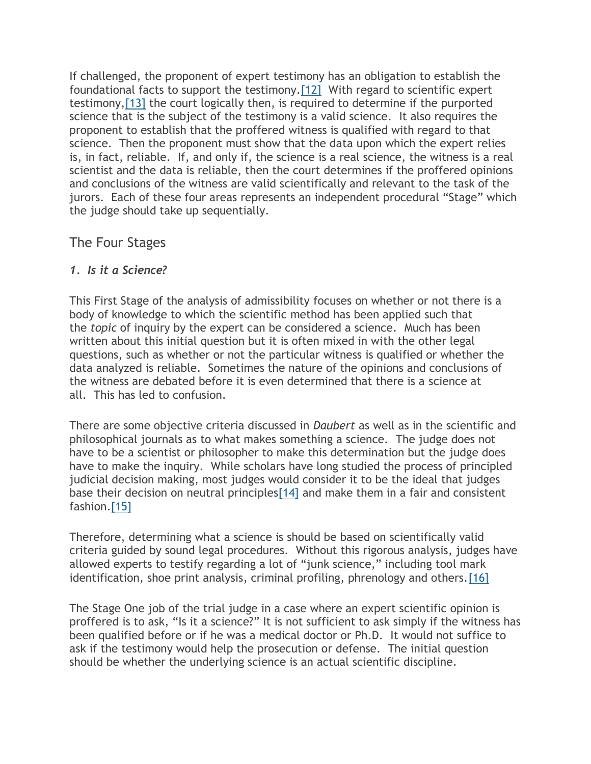If challenged, the proponent of expert testimony has an obligation to establish the foundational facts to support the testimony.[12] With regard to scientific expert testimony,[13] the court logically then, is required to determine if the purported science that is the subject of the testimony is a valid science. It also requires the proponent to establish that the proffered witness is qualified with regard to that science. Then the proponent must show that the data upon which the expert relies is, in fact, reliable. If, and only if, the science is a real science, the witness is a real scientist and the data is reliable, then the court determines if the proffered opinions and conclusions of the witness are valid scientifically and relevant to the task of the jurors. Each of these four areas represents an independent procedural "Stage" which the judge should take up sequentially.

## The Four Stages

### *1. Is it a Science?*

This First Stage of the analysis of admissibility focuses on whether or not there is a body of knowledge to which the scientific method has been applied such that the *topic* of inquiry by the expert can be considered a science. Much has been written about this initial question but it is often mixed in with the other legal questions, such as whether or not the particular witness is qualified or whether the data analyzed is reliable. Sometimes the nature of the opinions and conclusions of the witness are debated before it is even determined that there is a science at all. This has led to confusion.

There are some objective criteria discussed in *Daubert* as well as in the scientific and philosophical journals as to what makes something a science. The judge does not have to be a scientist or philosopher to make this determination but the judge does have to make the inquiry. While scholars have long studied the process of principled judicial decision making, most judges would consider it to be the ideal that judges base their decision on neutral principles[14] and make them in a fair and consistent fashion.[15]

Therefore, determining what a science is should be based on scientifically valid criteria guided by sound legal procedures. Without this rigorous analysis, judges have allowed experts to testify regarding a lot of "junk science," including tool mark identification, shoe print analysis, criminal profiling, phrenology and others.[16]

The Stage One job of the trial judge in a case where an expert scientific opinion is proffered is to ask, "Is it a science?" It is not sufficient to ask simply if the witness has been qualified before or if he was a medical doctor or Ph.D. It would not suffice to ask if the testimony would help the prosecution or defense. The initial question should be whether the underlying science is an actual scientific discipline.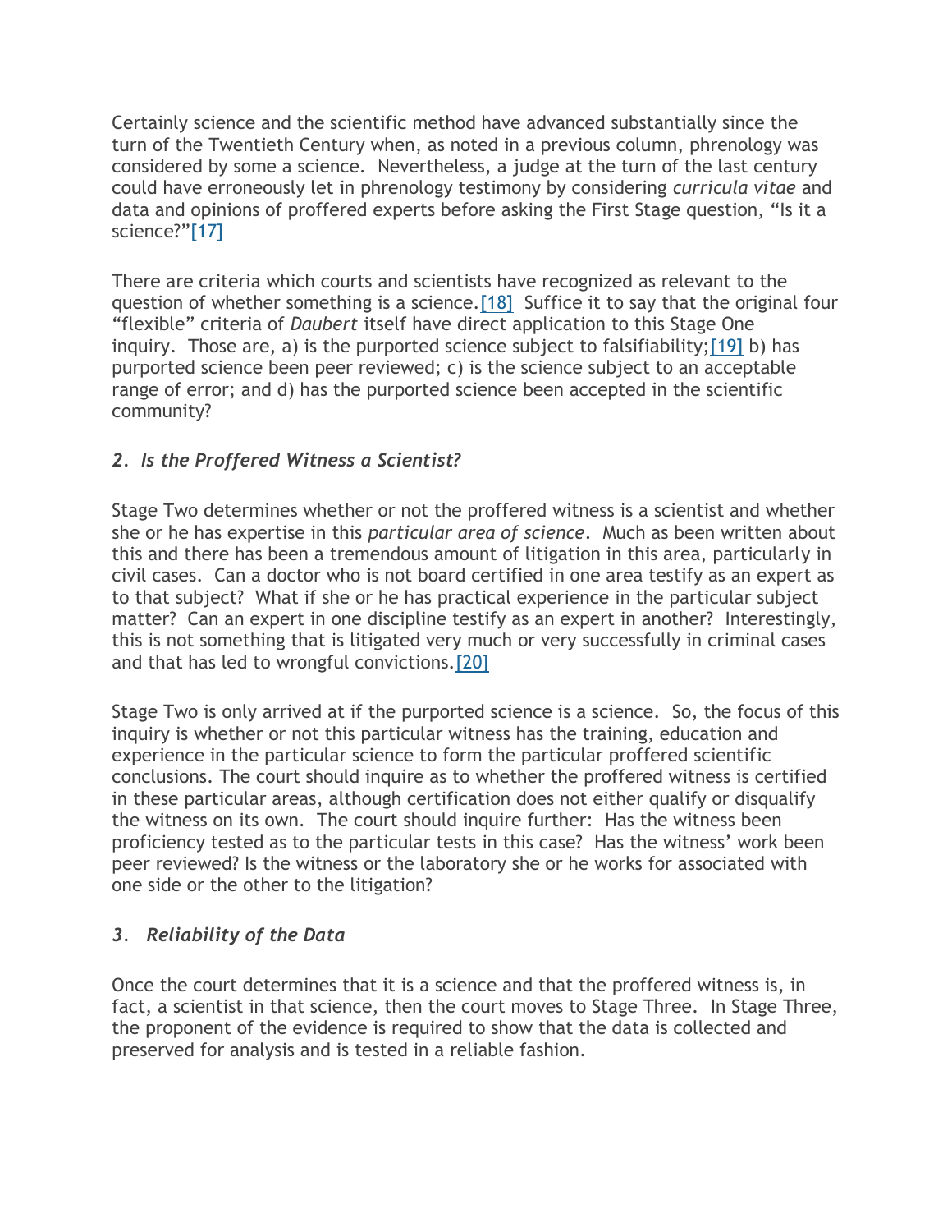Certainly science and the scientific method have advanced substantially since the turn of the Twentieth Century when, as noted in a previous column, phrenology was considered by some a science. Nevertheless, a judge at the turn of the last century could have erroneously let in phrenology testimony by considering *curricula vitae* and data and opinions of proffered experts before asking the First Stage question, "Is it a science?"[17]

There are criteria which courts and scientists have recognized as relevant to the question of whether something is a science.[18] Suffice it to say that the original four "flexible" criteria of *Daubert* itself have direct application to this Stage One inquiry. Those are, a) is the purported science subject to falsifiability;[19] b) has purported science been peer reviewed; c) is the science subject to an acceptable range of error; and d) has the purported science been accepted in the scientific community?

### *2. Is the Proffered Witness a Scientist?*

Stage Two determines whether or not the proffered witness is a scientist and whether she or he has expertise in this *particular area of science*. Much as been written about this and there has been a tremendous amount of litigation in this area, particularly in civil cases. Can a doctor who is not board certified in one area testify as an expert as to that subject? What if she or he has practical experience in the particular subject matter? Can an expert in one discipline testify as an expert in another? Interestingly, this is not something that is litigated very much or very successfully in criminal cases and that has led to wrongful convictions.[20]

Stage Two is only arrived at if the purported science is a science. So, the focus of this inquiry is whether or not this particular witness has the training, education and experience in the particular science to form the particular proffered scientific conclusions. The court should inquire as to whether the proffered witness is certified in these particular areas, although certification does not either qualify or disqualify the witness on its own. The court should inquire further: Has the witness been proficiency tested as to the particular tests in this case? Has the witness' work been peer reviewed? Is the witness or the laboratory she or he works for associated with one side or the other to the litigation?

### *3. Reliability of the Data*

Once the court determines that it is a science and that the proffered witness is, in fact, a scientist in that science, then the court moves to Stage Three. In Stage Three, the proponent of the evidence is required to show that the data is collected and preserved for analysis and is tested in a reliable fashion.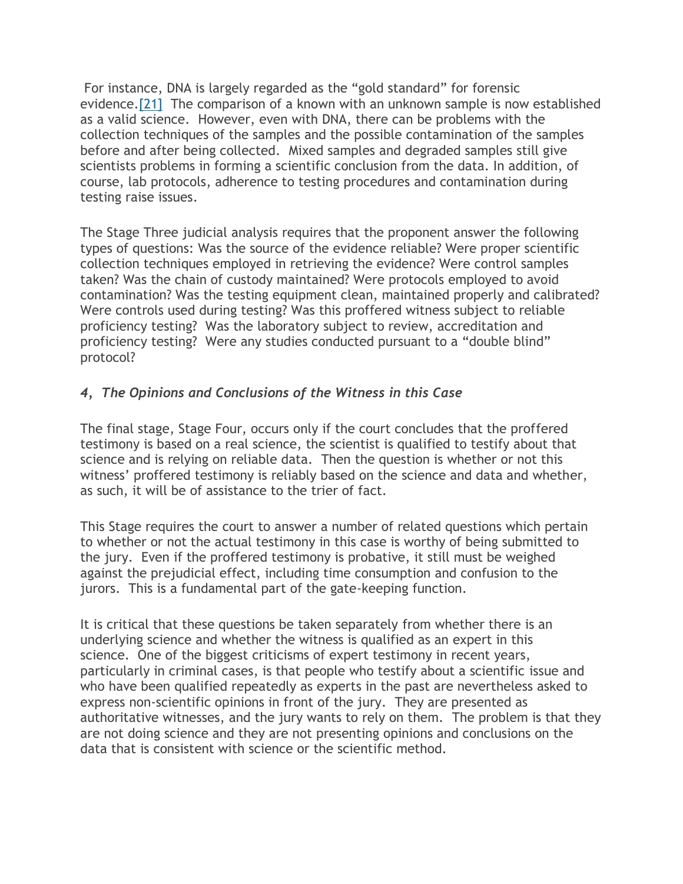For instance, DNA is largely regarded as the “gold standard” for forensic evidence.[21] The comparison of a known with an unknown sample is now established as a valid science. However, even with DNA, there can be problems with the collection techniques of the samples and the possible contamination of the samples before and after being collected. Mixed samples and degraded samples still give scientists problems in forming a scientific conclusion from the data. In addition, of course, lab protocols, adherence to testing procedures and contamination during testing raise issues.

The Stage Three judicial analysis requires that the proponent answer the following types of questions: Was the source of the evidence reliable? Were proper scientific collection techniques employed in retrieving the evidence? Were control samples taken? Was the chain of custody maintained? Were protocols employed to avoid contamination? Was the testing equipment clean, maintained properly and calibrated? Were controls used during testing? Was this proffered witness subject to reliable proficiency testing? Was the laboratory subject to review, accreditation and proficiency testing? Were any studies conducted pursuant to a “double blind” protocol?

### *4, The Opinions and Conclusions of the Witness in this Case*

The final stage, Stage Four, occurs only if the court concludes that the proffered testimony is based on a real science, the scientist is qualified to testify about that science and is relying on reliable data. Then the question is whether or not this witness’ proffered testimony is reliably based on the science and data and whether, as such, it will be of assistance to the trier of fact.

This Stage requires the court to answer a number of related questions which pertain to whether or not the actual testimony in this case is worthy of being submitted to the jury. Even if the proffered testimony is probative, it still must be weighed against the prejudicial effect, including time consumption and confusion to the jurors. This is a fundamental part of the gate-keeping function.

It is critical that these questions be taken separately from whether there is an underlying science and whether the witness is qualified as an expert in this science. One of the biggest criticisms of expert testimony in recent years, particularly in criminal cases, is that people who testify about a scientific issue and who have been qualified repeatedly as experts in the past are nevertheless asked to express non-scientific opinions in front of the jury. They are presented as authoritative witnesses, and the jury wants to rely on them. The problem is that they are not doing science and they are not presenting opinions and conclusions on the data that is consistent with science or the scientific method.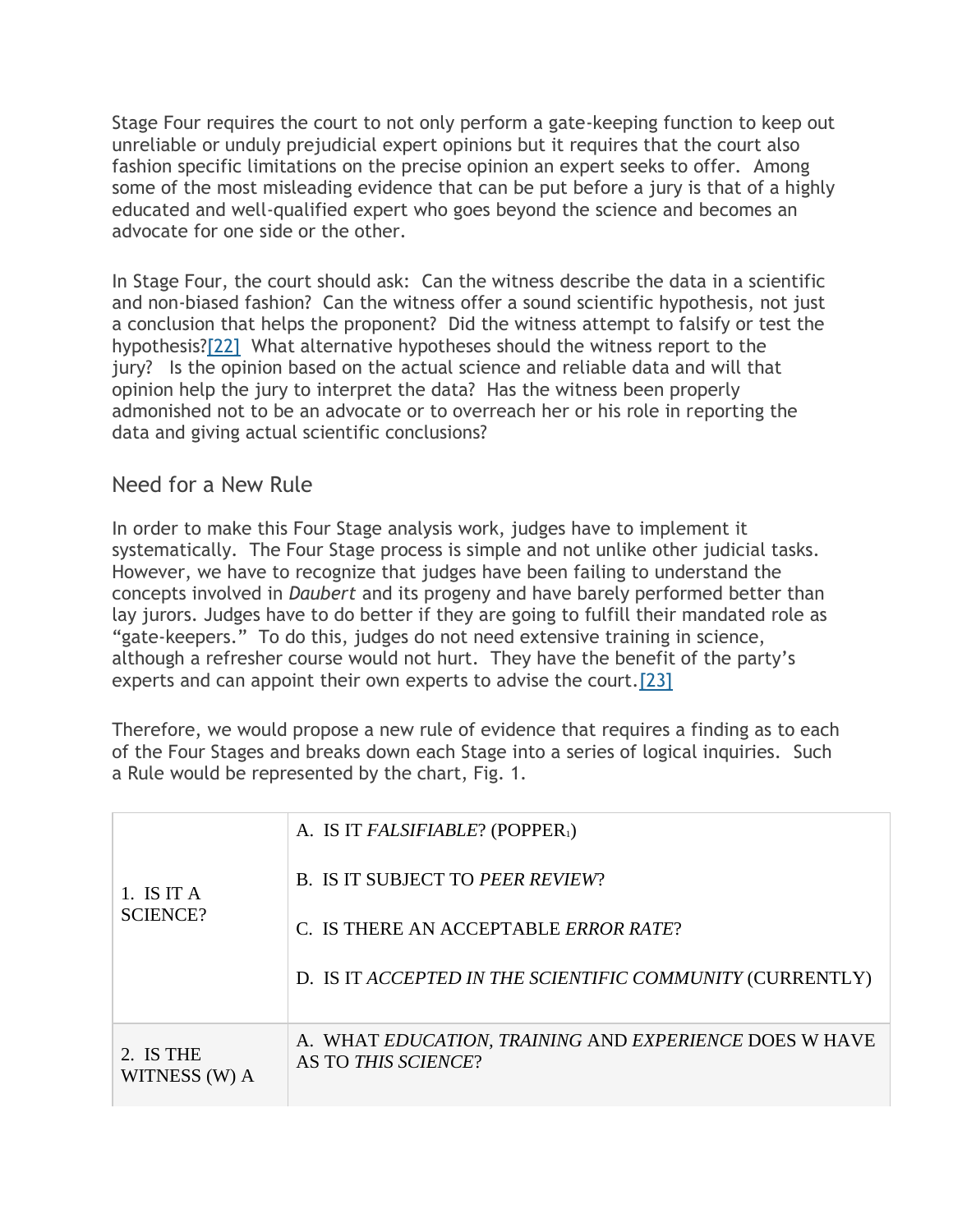Stage Four requires the court to not only perform a gate-keeping function to keep out unreliable or unduly prejudicial expert opinions but it requires that the court also fashion specific limitations on the precise opinion an expert seeks to offer. Among some of the most misleading evidence that can be put before a jury is that of a highly educated and well-qualified expert who goes beyond the science and becomes an advocate for one side or the other.

In Stage Four, the court should ask: Can the witness describe the data in a scientific and non-biased fashion? Can the witness offer a sound scientific hypothesis, not just a conclusion that helps the proponent? Did the witness attempt to falsify or test the hypothesis?[22] What alternative hypotheses should the witness report to the jury? Is the opinion based on the actual science and reliable data and will that opinion help the jury to interpret the data? Has the witness been properly admonished not to be an advocate or to overreach her or his role in reporting the data and giving actual scientific conclusions?

## Need for a New Rule

In order to make this Four Stage analysis work, judges have to implement it systematically. The Four Stage process is simple and not unlike other judicial tasks. However, we have to recognize that judges have been failing to understand the concepts involved in *Daubert* and its progeny and have barely performed better than lay jurors. Judges have to do better if they are going to fulfill their mandated role as "gate-keepers." To do this, judges do not need extensive training in science, although a refresher course would not hurt. They have the benefit of the party's experts and can appoint their own experts to advise the court.[23]

Therefore, we would propose a new rule of evidence that requires a finding as to each of the Four Stages and breaks down each Stage into a series of logical inquiries. Such a Rule would be represented by the chart, Fig. 1.

| | |
|---|---|
| 1. IS IT A SCIENCE? | A. IS IT *FALSIFIABLE*? (POPPER[1])<br><br>B. IS IT SUBJECT TO *PEER REVIEW*?<br><br>C. IS THERE AN ACCEPTABLE *ERROR RATE*?<br><br>D. IS IT *ACCEPTED IN THE SCIENTIFIC COMMUNITY* (CURRENTLY) |
| 2. IS THE WITNESS (W) A | A. WHAT *EDUCATION*, *TRAINING* AND *EXPERIENCE* DOES W HAVE AS TO *THIS SCIENCE*? |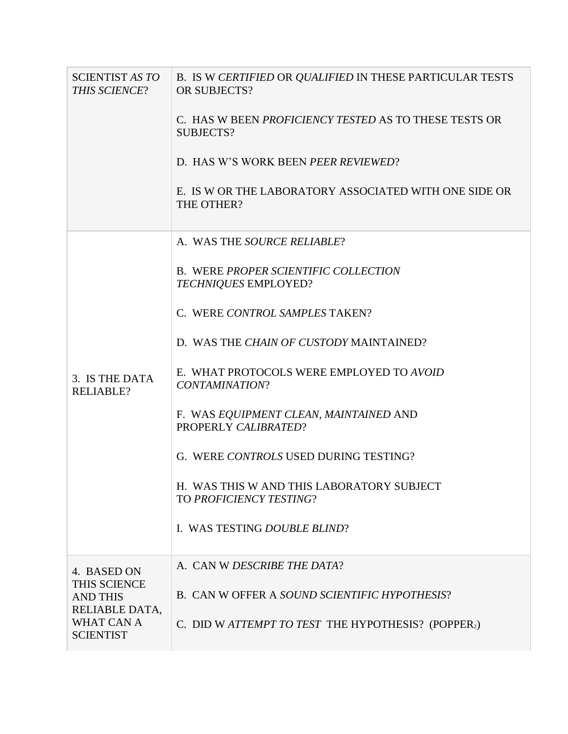| | |
|---|---|
| SCIENTIST *AS TO THIS SCIENCE*? | B. IS W *CERTIFIED* OR *QUALIFIED* IN THESE PARTICULAR TESTS OR SUBJECTS?<br><br>C. HAS W BEEN *PROFICIENCY TESTED* AS TO THESE TESTS OR SUBJECTS?<br><br>D. HAS W'S WORK BEEN *PEER REVIEWED*?<br><br>E. IS W OR THE LABORATORY ASSOCIATED WITH ONE SIDE OR THE OTHER? |
| 3. IS THE DATA RELIABLE? | A. WAS THE *SOURCE RELIABLE*?<br><br>B. WERE *PROPER SCIENTIFIC COLLECTION TECHNIQUES* EMPLOYED?<br><br>C. WERE *CONTROL SAMPLES* TAKEN?<br><br>D. WAS THE *CHAIN OF CUSTODY* MAINTAINED?<br><br>E. WHAT PROTOCOLS WERE EMPLOYED TO *AVOID CONTAMINATION*?<br><br>F. WAS *EQUIPMENT CLEAN, MAINTAINED* AND PROPERLY *CALIBRATED*?<br><br>G. WERE *CONTROLS* USED DURING TESTING?<br><br>H. WAS THIS W AND THIS LABORATORY SUBJECT TO *PROFICIENCY TESTING*?<br><br>I. WAS TESTING *DOUBLE BLIND*? |
| 4. BASED ON THIS SCIENCE AND THIS RELIABLE DATA, WHAT CAN A SCIENTIST | A. CAN W *DESCRIBE THE DATA*?<br><br>B. CAN W OFFER A *SOUND SCIENTIFIC HYPOTHESIS*?<br><br>C. DID W *ATTEMPT TO TEST* THE HYPOTHESIS? (POPPER[2]) |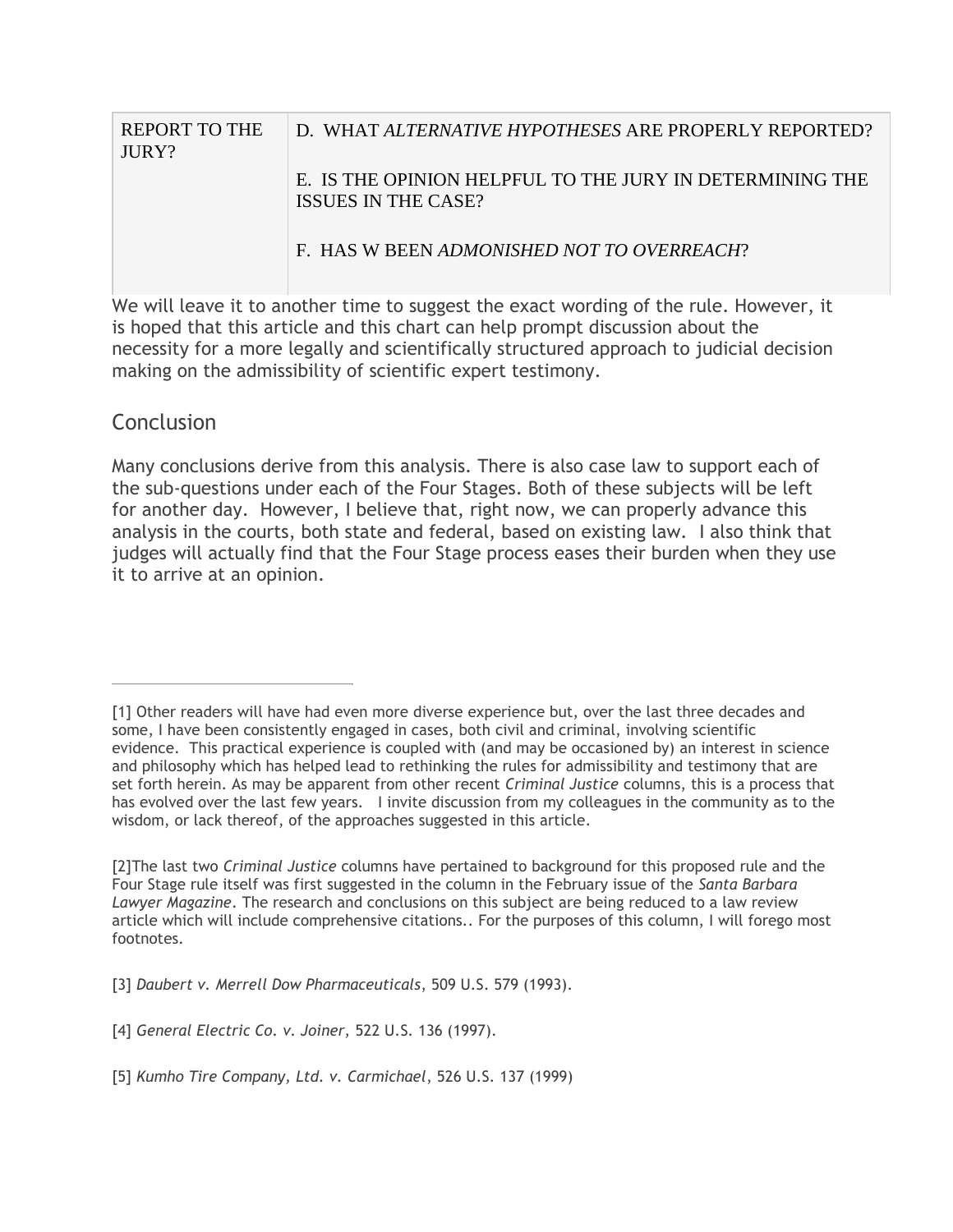| REPORT TO THE JURY? | D. WHAT *ALTERNATIVE HYPOTHESES* ARE PROPERLY REPORTED?<br><br>E. IS THE OPINION HELPFUL TO THE JURY IN DETERMINING THE ISSUES IN THE CASE?<br><br>F. HAS W BEEN *ADMONISHED NOT TO OVERREACH*? |
|---|---|

We will leave it to another time to suggest the exact wording of the rule. However, it is hoped that this article and this chart can help prompt discussion about the necessity for a more legally and scientifically structured approach to judicial decision making on the admissibility of scientific expert testimony.

## Conclusion

Many conclusions derive from this analysis. There is also case law to support each of the sub-questions under each of the Four Stages. Both of these subjects will be left for another day. However, I believe that, right now, we can properly advance this analysis in the courts, both state and federal, based on existing law. I also think that judges will actually find that the Four Stage process eases their burden when they use it to arrive at an opinion.

---

[1] Other readers will have had even more diverse experience but, over the last three decades and some, I have been consistently engaged in cases, both civil and criminal, involving scientific evidence. This practical experience is coupled with (and may be occasioned by) an interest in science and philosophy which has helped lead to rethinking the rules for admissibility and testimony that are set forth herein. As may be apparent from other recent *Criminal Justice* columns, this is a process that has evolved over the last few years. I invite discussion from my colleagues in the community as to the wisdom, or lack thereof, of the approaches suggested in this article.

[2]The last two *Criminal Justice* columns have pertained to background for this proposed rule and the Four Stage rule itself was first suggested in the column in the February issue of the *Santa Barbara Lawyer Magazine*. The research and conclusions on this subject are being reduced to a law review article which will include comprehensive citations.. For the purposes of this column, I will forego most footnotes.

[3] *Daubert v. Merrell Dow Pharmaceuticals*, 509 U.S. 579 (1993).

[4] *General Electric Co. v. Joiner,* 522 U.S. 136 (1997).

[5] *Kumho Tire Company, Ltd. v. Carmichael*, 526 U.S. 137 (1999)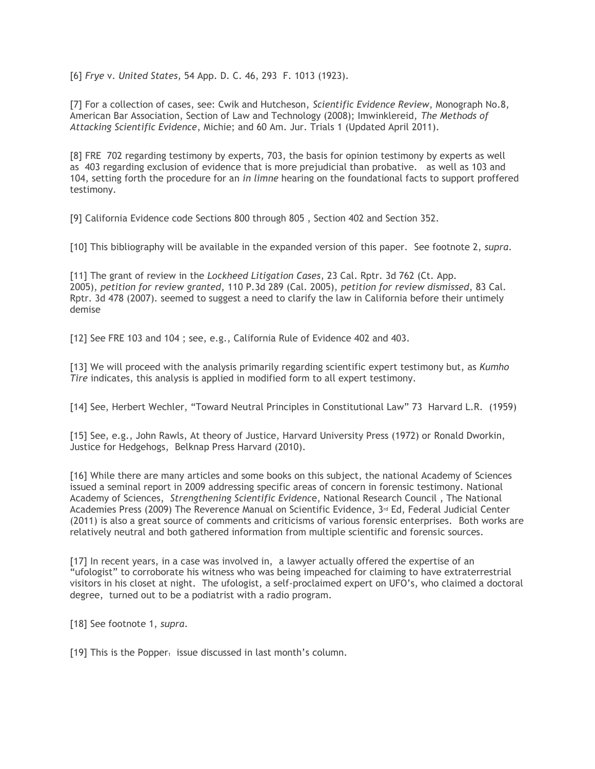[6] *Frye* v. *United States*, 54 App. D. C. 46, 293 F. 1013 (1923).

[7] For a collection of cases, see: Cwik and Hutcheson, *Scientific Evidence Review*, Monograph No.8, American Bar Association, Section of Law and Technology (2008); Imwinklereid, *The Methods of Attacking Scientific Evidence*, Michie; and 60 Am. Jur. Trials 1 (Updated April 2011).

[8] FRE 702 regarding testimony by experts, 703, the basis for opinion testimony by experts as well as 403 regarding exclusion of evidence that is more prejudicial than probative. as well as 103 and 104, setting forth the procedure for an *in limne* hearing on the foundational facts to support proffered testimony.

[9] California Evidence code Sections 800 through 805 , Section 402 and Section 352.

[10] This bibliography will be available in the expanded version of this paper. See footnote 2, *supra*.

[11] The grant of review in the *Lockheed Litigation Cases*, 23 Cal. Rptr. 3d 762 (Ct. App. 2005), *petition for review granted*, 110 P.3d 289 (Cal. 2005), *petition for review dismissed*, 83 Cal. Rptr. 3d 478 (2007). seemed to suggest a need to clarify the law in California before their untimely demise

[12] See FRE 103 and 104 ; see, e.g., California Rule of Evidence 402 and 403.

[13] We will proceed with the analysis primarily regarding scientific expert testimony but, as *Kumho Tire* indicates, this analysis is applied in modified form to all expert testimony.

[14] See, Herbert Wechler, "Toward Neutral Principles in Constitutional Law" 73 Harvard L.R. (1959)

[15] See, e.g., John Rawls, At theory of Justice, Harvard University Press (1972) or Ronald Dworkin, Justice for Hedgehogs, Belknap Press Harvard (2010).

[16] While there are many articles and some books on this subject, the national Academy of Sciences issued a seminal report in 2009 addressing specific areas of concern in forensic testimony. National Academy of Sciences, *Strengthening Scientific Evidence*, National Research Council , The National Academies Press (2009) The Reverence Manual on Scientific Evidence, 3rd Ed, Federal Judicial Center (2011) is also a great source of comments and criticisms of various forensic enterprises. Both works are relatively neutral and both gathered information from multiple scientific and forensic sources.

[17] In recent years, in a case was involved in, a lawyer actually offered the expertise of an "ufologist" to corroborate his witness who was being impeached for claiming to have extraterrestrial visitors in his closet at night. The ufologist, a self-proclaimed expert on UFO's, who claimed a doctoral degree, turned out to be a podiatrist with a radio program.

[18] See footnote 1, *supra*.

[19] This is the Popper[1] issue discussed in last month's column.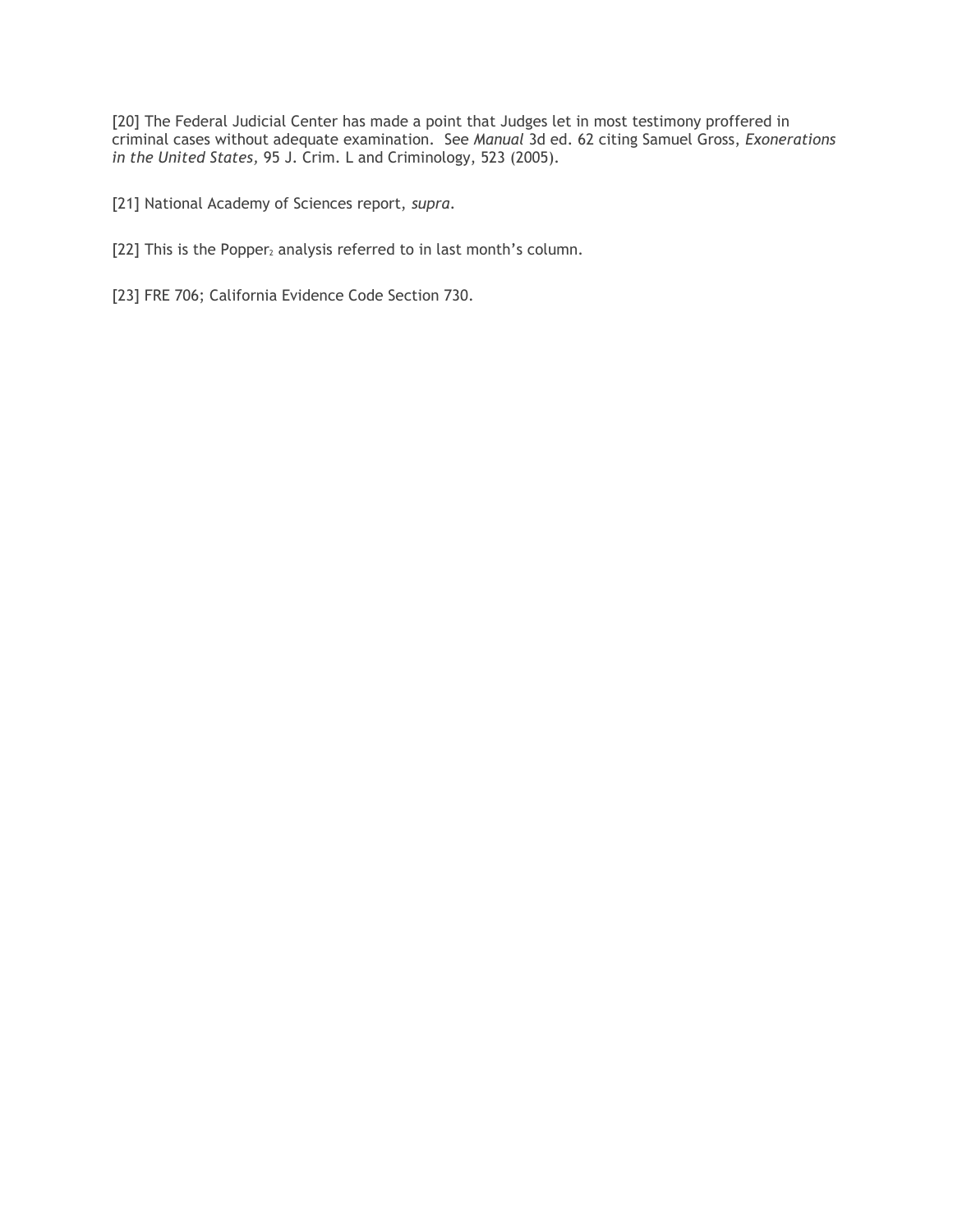[20] The Federal Judicial Center has made a point that Judges let in most testimony proffered in criminal cases without adequate examination. See *Manual* 3d ed. 62 citing Samuel Gross, *Exonerations in the United States,* 95 J. Crim. L and Criminology, 523 (2005).

[21] National Academy of Sciences report, *supra*.

[22] This is the Popper$_2$ analysis referred to in last month's column.

[23] FRE 706; California Evidence Code Section 730.